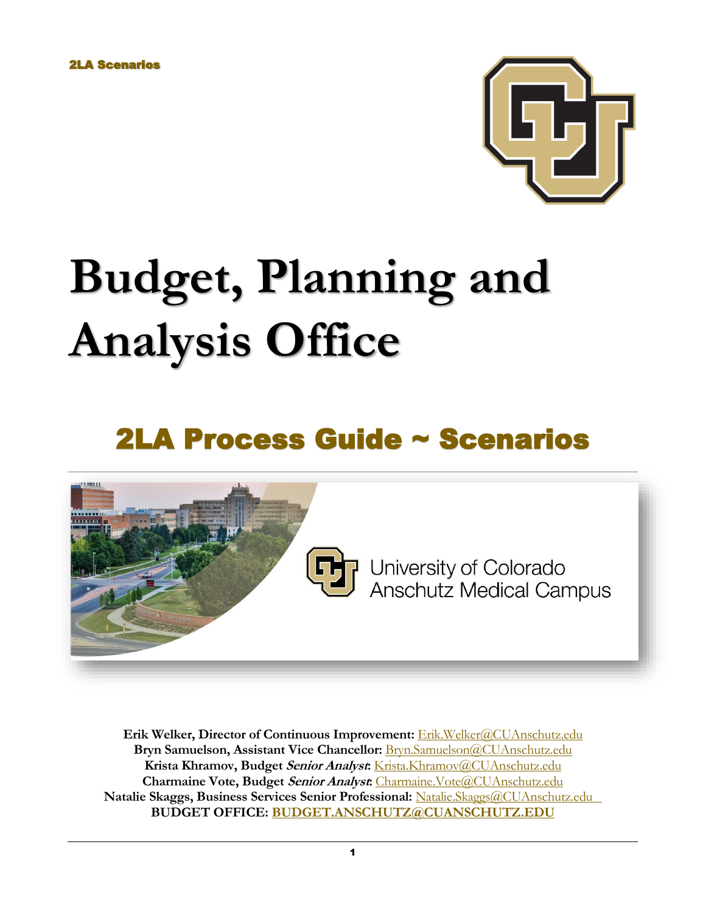# Budget, Planning and Analysis Office

## 2LA Process Guide ~ Scenarios

**Erik Welker, Director of Continuous Improvement:** Erik.Welker@CUAnschutz.edu
**Bryn Samuelson, Assistant Vice Chancellor:** Bryn.Samuelson@CUAnschutz.edu
**Krista Khramov, Budget *Senior Analyst*:** Krista.Khramov@CUAnschutz.edu
**Charmaine Vote, Budget *Senior Analyst*:** Charmaine.Vote@CUAnschutz.edu
**Natalie Skaggs, Business Services Senior Professional:** Natalie.Skaggs@CUAnschutz.edu
**BUDGET OFFICE: BUDGET.ANSCHUTZ@CUANSCHUTZ.EDU**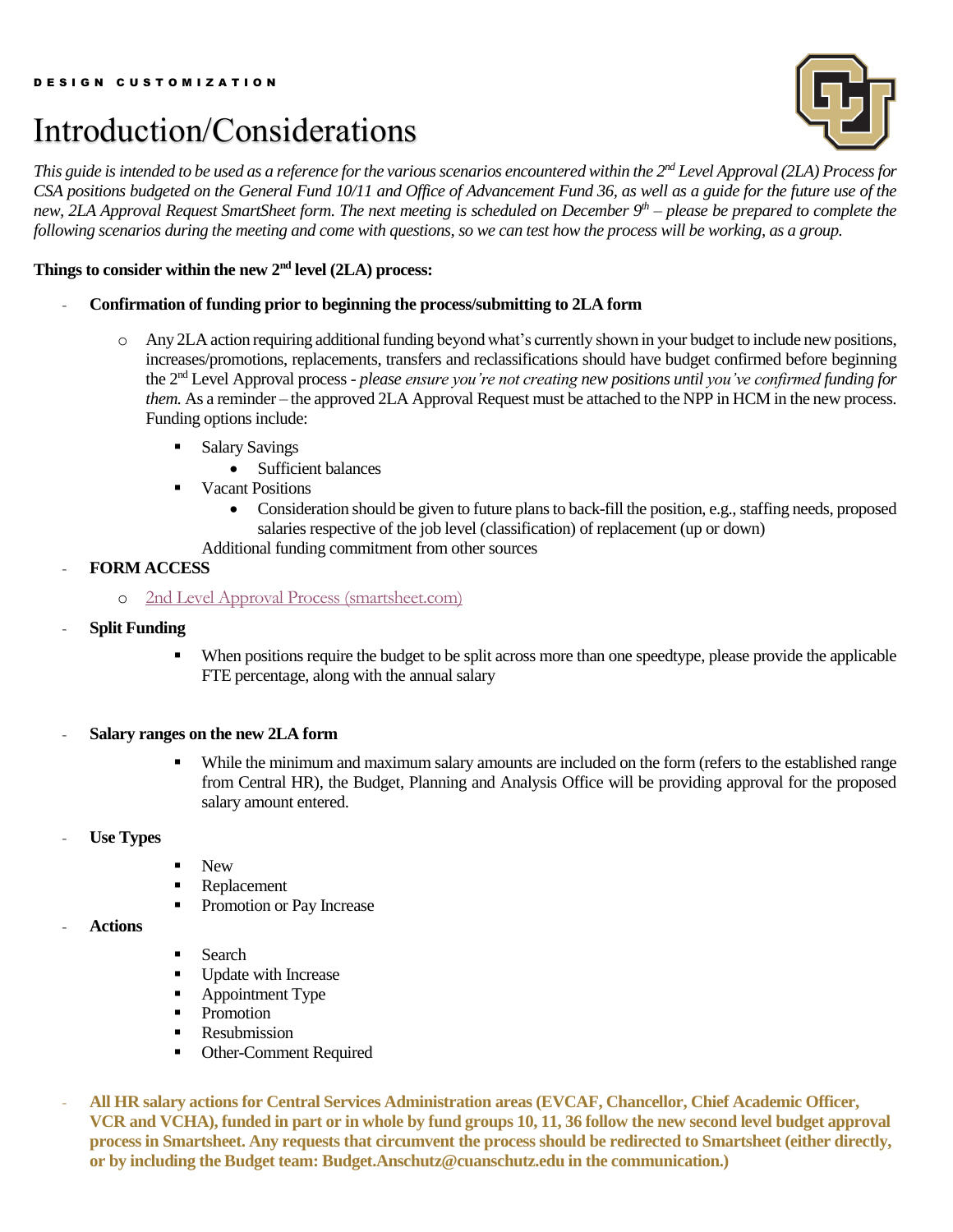DESIGN CUSTOMIZATION

# Introduction/Considerations

*This guide is intended to be used as a reference for the various scenarios encountered within the 2nd Level Approval (2LA) Process for CSA positions budgeted on the General Fund 10/11 and Office of Advancement Fund 36, as well as a guide for the future use of the new, 2LA Approval Request SmartSheet form. The next meeting is scheduled on December 9th – please be prepared to complete the following scenarios during the meeting and come with questions, so we can test how the process will be working, as a group.*

**Things to consider within the new 2nd level (2LA) process:**

- **Confirmation of funding prior to beginning the process/submitting to 2LA form**
  - Any 2LA action requiring additional funding beyond what's currently shown in your budget to include new positions, increases/promotions, replacements, transfers and reclassifications should have budget confirmed before beginning the 2nd Level Approval process - *please ensure you're not creating new positions until you've confirmed funding for them.* As a reminder – the approved 2LA Approval Request must be attached to the NPP in HCM in the new process. Funding options include:
    - Salary Savings
      - Sufficient balances
    - Vacant Positions
      - Consideration should be given to future plans to back-fill the position, e.g., staffing needs, proposed salaries respective of the job level (classification) of replacement (up or down)

      Additional funding commitment from other sources
- **FORM ACCESS**
  - 2nd Level Approval Process (smartsheet.com)
- **Split Funding**
  - When positions require the budget to be split across more than one speedtype, please provide the applicable FTE percentage, along with the annual salary
- **Salary ranges on the new 2LA form**
  - While the minimum and maximum salary amounts are included on the form (refers to the established range from Central HR), the Budget, Planning and Analysis Office will be providing approval for the proposed salary amount entered.
- **Use Types**
  - New
  - Replacement
  - Promotion or Pay Increase
- **Actions**
  - Search
  - Update with Increase
  - Appointment Type
  - Promotion
  - Resubmission
  - Other-Comment Required
- **All HR salary actions for Central Services Administration areas (EVCAF, Chancellor, Chief Academic Officer, VCR and VCHA), funded in part or in whole by fund groups 10, 11, 36 follow the new second level budget approval process in Smartsheet. Any requests that circumvent the process should be redirected to Smartsheet (either directly, or by including the Budget team: Budget.Anschutz@cuanschutz.edu in the communication.)**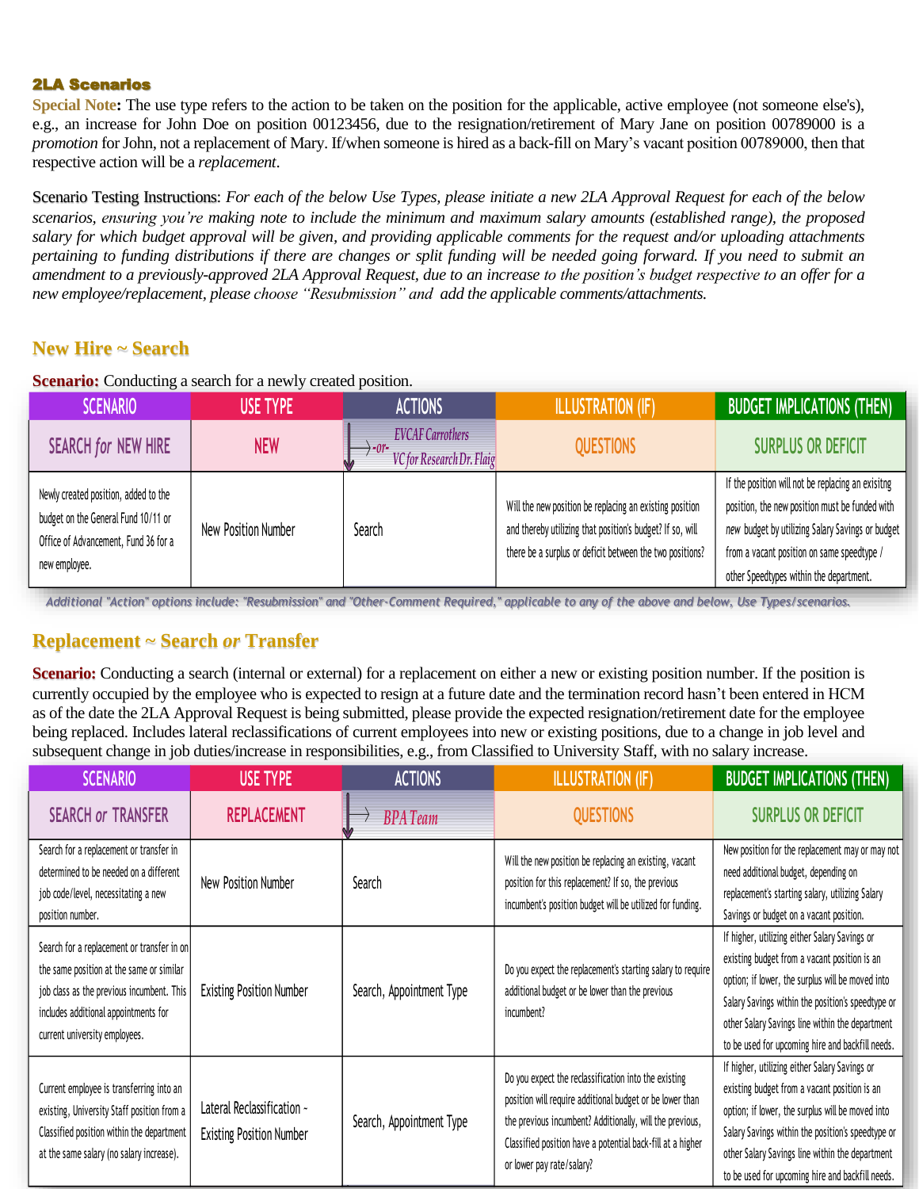## 2LA Scenarios

**Special Note:** The use type refers to the action to be taken on the position for the applicable, active employee (not someone else's), e.g., an increase for John Doe on position 00123456, due to the resignation/retirement of Mary Jane on position 00789000 is a *promotion* for John, not a replacement of Mary. If/when someone is hired as a back-fill on Mary's vacant position 00789000, then that respective action will be a *replacement*.

Scenario Testing Instructions: *For each of the below Use Types, please initiate a new 2LA Approval Request for each of the below scenarios, ensuring you're making note to include the minimum and maximum salary amounts (established range), the proposed salary for which budget approval will be given, and providing applicable comments for the request and/or uploading attachments pertaining to funding distributions if there are changes or split funding will be needed going forward. If you need to submit an amendment to a previously-approved 2LA Approval Request, due to an increase to the position's budget respective to an offer for a new employee/replacement, please choose "Resubmission" and add the applicable comments/attachments.*

### New Hire ~ Search

**Scenario:** Conducting a search for a newly created position.

| SCENARIO | USE TYPE | ACTIONS | ILLUSTRATION (IF) | BUDGET IMPLICATIONS (THEN) |
|---|---|---|---|---|
| SEARCH *for* NEW HIRE | NEW | *EVCAF Carrothers -or- VC for Research Dr. Flaig* | QUESTIONS | SURPLUS OR DEFICIT |
| Newly created position, added to the budget on the General Fund 10/11 or Office of Advancement, Fund 36 for a new employee. | New Position Number | Search | Will the new position be replacing an existing position and thereby utilizing that position's budget? If so, will there be a surplus or deficit between the two positions? | If the position will not be replacing an exisitng position, the new position must be funded with new budget by utilizing Salary Savings or budget from a vacant position on same speedtype / other Speedtypes within the department. |

*Additional "Action" options include: "Resubmission" and "Other-Comment Required," applicable to any of the above and below, Use Types/scenarios.*

### Replacement ~ Search *or* Transfer

**Scenario:** Conducting a search (internal or external) for a replacement on either a new or existing position number. If the position is currently occupied by the employee who is expected to resign at a future date and the termination record hasn't been entered in HCM as of the date the 2LA Approval Request is being submitted, please provide the expected resignation/retirement date for the employee being replaced. Includes lateral reclassifications of current employees into new or existing positions, due to a change in job level and subsequent change in job duties/increase in responsibilities, e.g., from Classified to University Staff, with no salary increase.

| SCENARIO | USE TYPE | ACTIONS | ILLUSTRATION (IF) | BUDGET IMPLICATIONS (THEN) |
|---|---|---|---|---|
| SEARCH *or* TRANSFER | REPLACEMENT | *BPA Team* | QUESTIONS | SURPLUS OR DEFICIT |
| Search for a replacement or transfer in determined to be needed on a different job code/level, necessitating a new position number. | New Position Number | Search | Will the new position be replacing an existing, vacant position for this replacement? If so, the previous incumbent's position budget will be utilized for funding. | New position for the replacement may or may not need additional budget, depending on replacement's starting salary, utilizing Salary Savings or budget on a vacant position. |
| Search for a replacement or transfer in on the same position at the same or similar job class as the previous incumbent. This includes additional appointments for current university employees. | Existing Position Number | Search, Appointment Type | Do you expect the replacement's starting salary to require additional budget or be lower than the previous incumbent? | If higher, utilizing either Salary Savings or existing budget from a vacant position is an option; if lower, the surplus will be moved into Salary Savings within the position's speedtype or other Salary Savings line within the department to be used for upcoming hire and backfill needs. |
| Current employee is transferring into an existing, University Staff position from a Classified position within the department at the same salary (no salary increase). | Lateral Reclassification ~ Existing Position Number | Search, Appointment Type | Do you expect the reclassification into the existing position will require additional budget or be lower than the previous incumbent? Additionally, will the previous, Classified position have a potential back-fill at a higher or lower pay rate/salary? | If higher, utilizing either Salary Savings or existing budget from a vacant position is an option; if lower, the surplus will be moved into Salary Savings within the position's speedtype or other Salary Savings line within the department to be used for upcoming hire and backfill needs. |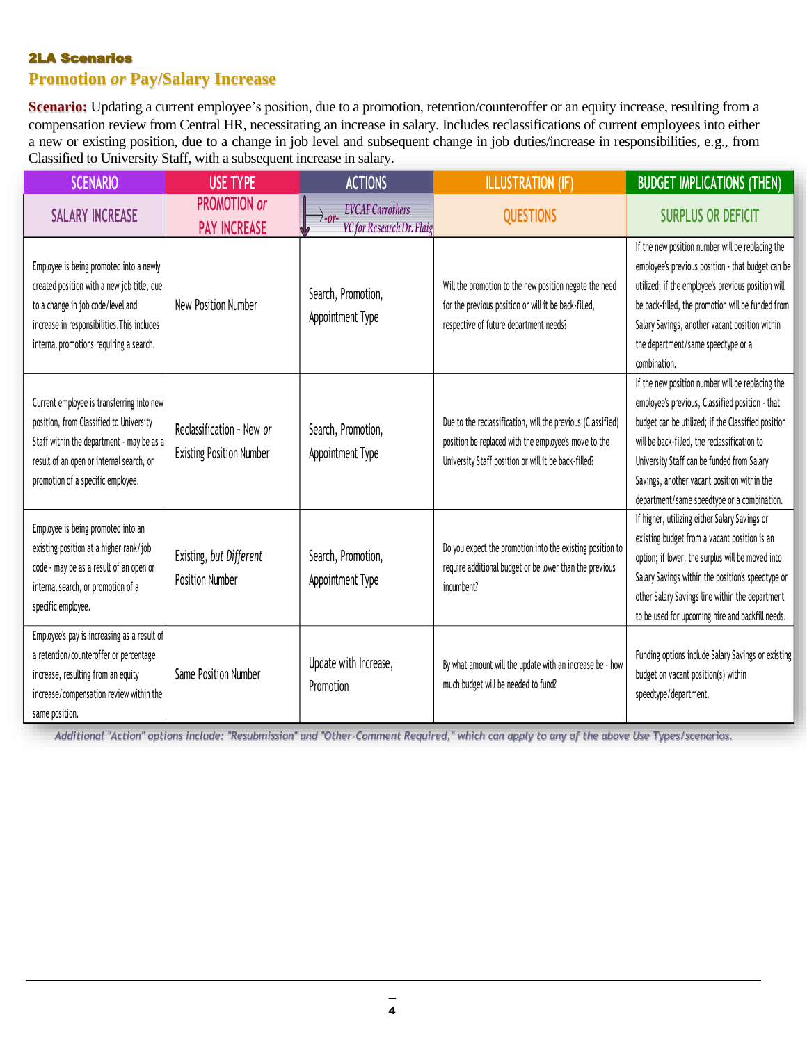**2LA Scenarios**

## Promotion *or* Pay/Salary Increase

**Scenario:** Updating a current employee's position, due to a promotion, retention/counteroffer or an equity increase, resulting from a compensation review from Central HR, necessitating an increase in salary. Includes reclassifications of current employees into either a new or existing position, due to a change in job level and subsequent change in job duties/increase in responsibilities, e.g., from Classified to University Staff, with a subsequent increase in salary.

| SCENARIO | USE TYPE | ACTIONS | ILLUSTRATION (IF) | BUDGET IMPLICATIONS (THEN) |
|---|---|---|---|---|
| SALARY INCREASE | PROMOTION *or* PAY INCREASE | -or- *EVCAF Carrothers* *VC for Research Dr. Flaig* | QUESTIONS | SURPLUS OR DEFICIT |
| Employee is being promoted into a newly created position with a new job title, due to a change in job code/level and increase in responsibilities. This includes internal promotions requiring a search. | New Position Number | Search, Promotion, Appointment Type | Will the promotion to the new position negate the need for the previous position or will it be back-filled, respective of future department needs? | If the new position number will be replacing the employee's previous position - that budget can be utilized; if the employee's previous position will be back-filled, the promotion will be funded from Salary Savings, another vacant position within the department/same speedtype or a combination. |
| Current employee is transferring into new position, from Classified to University Staff within the department - may be as a result of an open or internal search, or promotion of a specific employee. | Reclassification - New *or* Existing Position Number | Search, Promotion, Appointment Type | Due to the reclassification, will the previous (Classified) position be replaced with the employee's move to the University Staff position or will it be back-filled? | If the new position number will be replacing the employee's previous, Classified position - that budget can be utilized; if the Classified position will be back-filled, the reclassification to University Staff can be funded from Salary Savings, another vacant position within the department/same speedtype or a combination. |
| Employee is being promoted into an existing position at a higher rank/job code - may be as a result of an open or internal search, or promotion of a specific employee. | Existing, *but Different* Position Number | Search, Promotion, Appointment Type | Do you expect the promotion into the existing position to require additional budget or be lower than the previous incumbent? | If higher, utilizing either Salary Savings or existing budget from a vacant position is an option; if lower, the surplus will be moved into Salary Savings within the position's speedtype or other Salary Savings line within the department to be used for upcoming hire and backfill needs. |
| Employee's pay is increasing as a result of a retention/counteroffer or percentage increase, resulting from an equity increase/compensation review within the same position. | Same Position Number | Update with Increase, Promotion | By what amount will the update with an increase be - how much budget will be needed to fund? | Funding options include Salary Savings or existing budget on vacant position(s) within speedtype/department. |

*Additional "Action" options include: "Resubmission" and "Other-Comment Required," which can apply to any of the above Use Types/scenarios.*